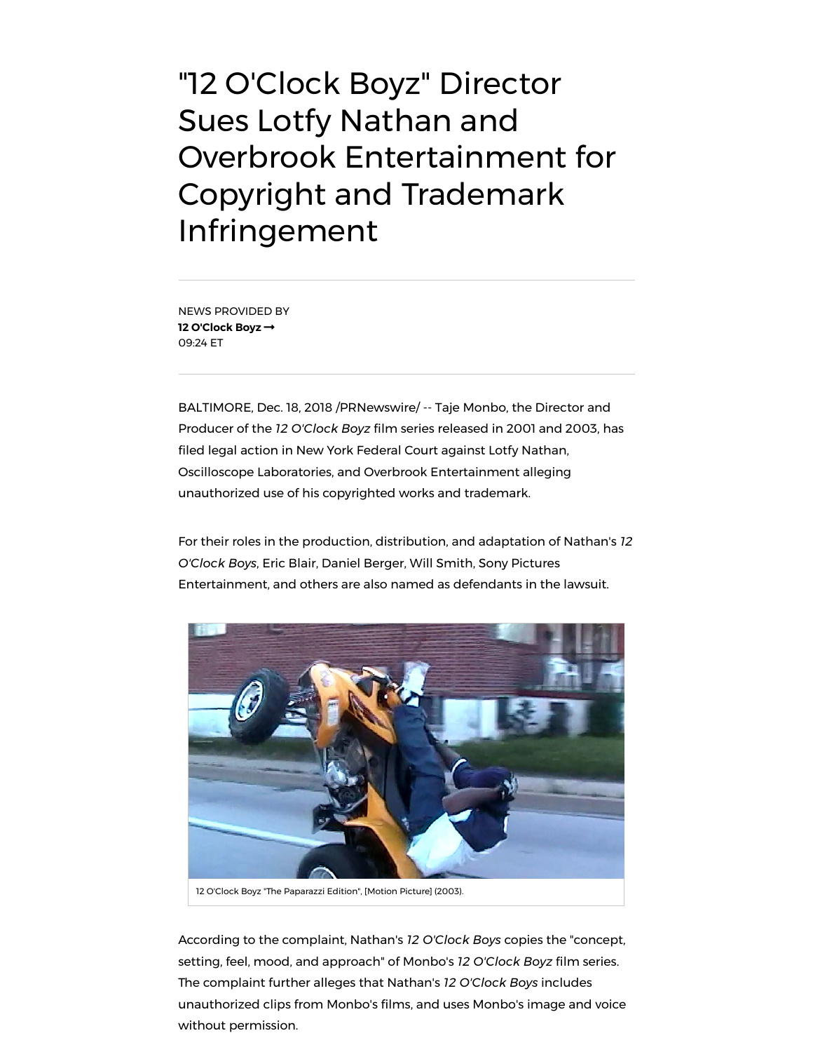# "12 O'Clock Boyz" Director Sues Lotfy Nathan and Overbrook Entertainment for Copyright and Trademark Infringement

NEWS PROVIDED BY
**12 O'Clock Boyz →**
09:24 ET

BALTIMORE, Dec. 18, 2018 /PRNewswire/ -- Taje Monbo, the Director and Producer of the *12 O'Clock Boyz* film series released in 2001 and 2003, has filed legal action in New York Federal Court against Lotfy Nathan, Oscilloscope Laboratories, and Overbrook Entertainment alleging unauthorized use of his copyrighted works and trademark.

For their roles in the production, distribution, and adaptation of Nathan's *12 O'Clock Boys*, Eric Blair, Daniel Berger, Will Smith, Sony Pictures Entertainment, and others are also named as defendants in the lawsuit.

12 O'Clock Boyz "The Paparazzi Edition", [Motion Picture] (2003).

According to the complaint, Nathan's *12 O'Clock Boys* copies the "concept, setting, feel, mood, and approach" of Monbo's *12 O'Clock Boyz* film series. The complaint further alleges that Nathan's *12 O'Clock Boys* includes unauthorized clips from Monbo's films, and uses Monbo's image and voice without permission.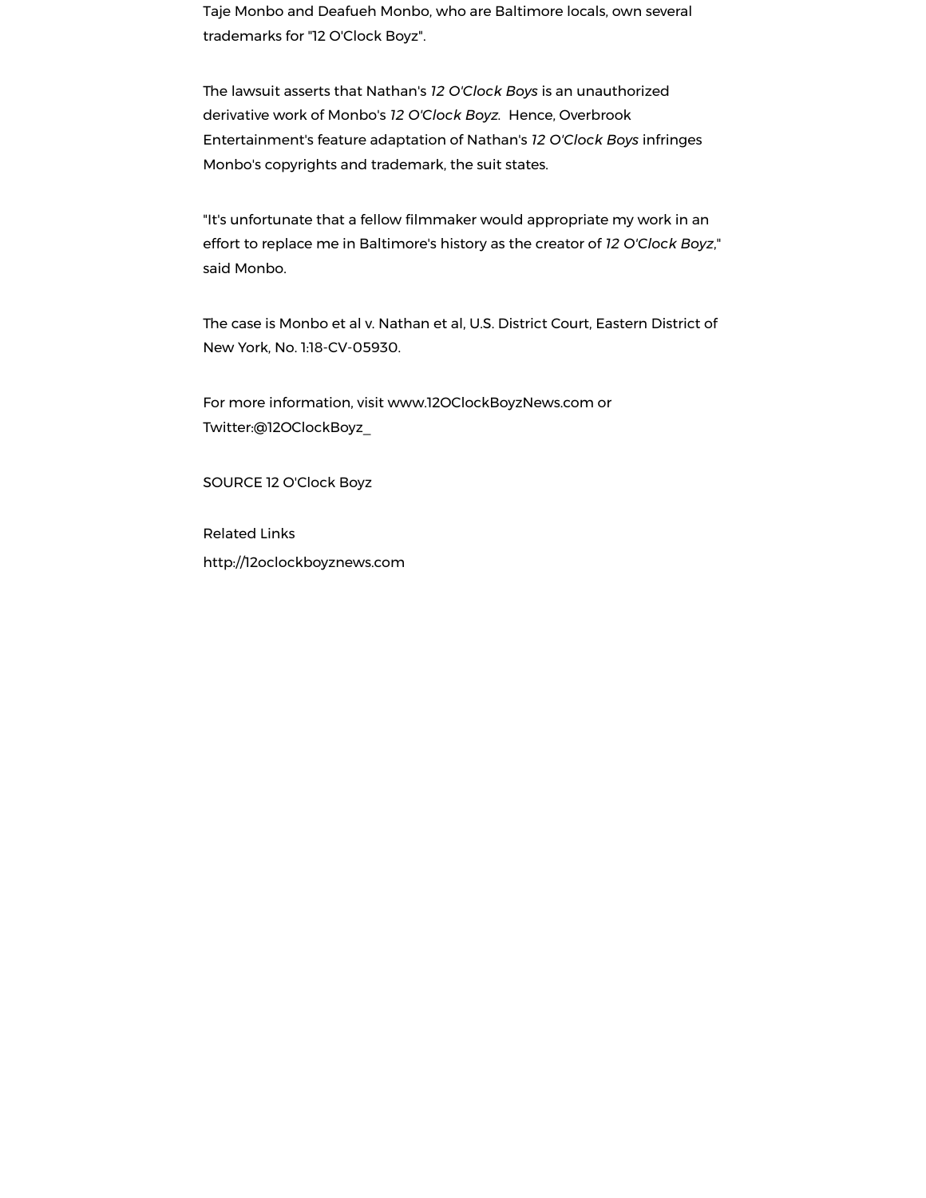Taje Monbo and Deafueh Monbo, who are Baltimore locals, own several trademarks for "12 O'Clock Boyz".

The lawsuit asserts that Nathan's *12 O'Clock Boys* is an unauthorized derivative work of Monbo's *12 O'Clock Boyz.* Hence, Overbrook Entertainment's feature adaptation of Nathan's *12 O'Clock Boys* infringes Monbo's copyrights and trademark, the suit states.

"It's unfortunate that a fellow filmmaker would appropriate my work in an effort to replace me in Baltimore's history as the creator of *12 O'Clock Boyz*," said Monbo.

The case is Monbo et al v. Nathan et al, U.S. District Court, Eastern District of New York, No. 1:18-CV-05930.

For more information, visit www.12OClockBoyzNews.com or Twitter:@12OClockBoyz_

SOURCE 12 O'Clock Boyz

Related Links

http://12oclockboyznews.com